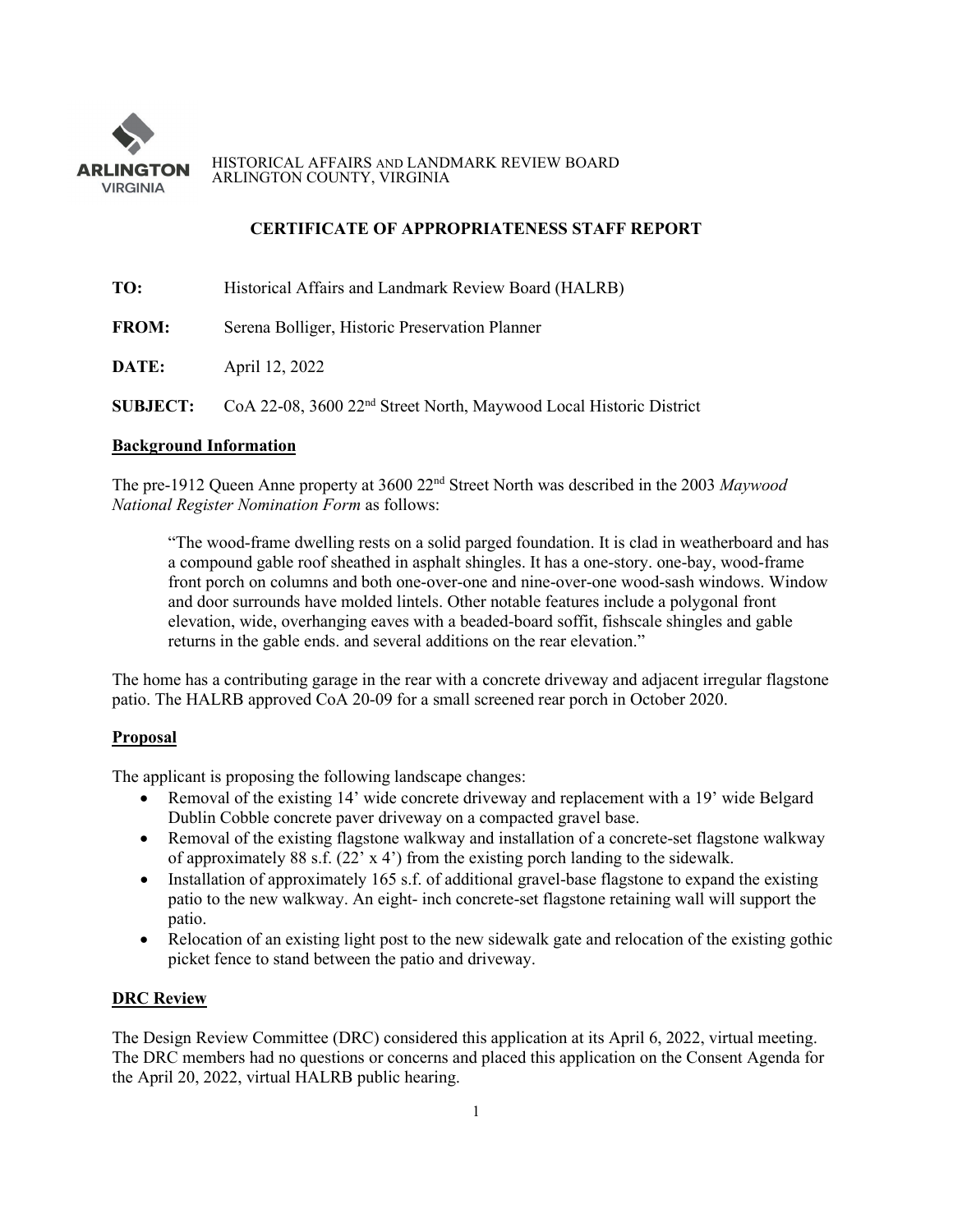ARLINGTON VIRGINIA

HISTORICAL AFFAIRS AND LANDMARK REVIEW BOARD
ARLINGTON COUNTY, VIRGINIA

# CERTIFICATE OF APPROPRIATENESS STAFF REPORT

**TO:** Historical Affairs and Landmark Review Board (HALRB)

**FROM:** Serena Bolliger, Historic Preservation Planner

**DATE:** April 12, 2022

**SUBJECT:** CoA 22-08, 3600 22nd Street North, Maywood Local Historic District

## Background Information

The pre-1912 Queen Anne property at 3600 22nd Street North was described in the 2003 *Maywood National Register Nomination Form* as follows:

> "The wood-frame dwelling rests on a solid parged foundation. It is clad in weatherboard and has a compound gable roof sheathed in asphalt shingles. It has a one-story. one-bay, wood-frame front porch on columns and both one-over-one and nine-over-one wood-sash windows. Window and door surrounds have molded lintels. Other notable features include a polygonal front elevation, wide, overhanging eaves with a beaded-board soffit, fishscale shingles and gable returns in the gable ends. and several additions on the rear elevation."

The home has a contributing garage in the rear with a concrete driveway and adjacent irregular flagstone patio. The HALRB approved CoA 20-09 for a small screened rear porch in October 2020.

## Proposal

The applicant is proposing the following landscape changes:

- Removal of the existing 14' wide concrete driveway and replacement with a 19' wide Belgard Dublin Cobble concrete paver driveway on a compacted gravel base.
- Removal of the existing flagstone walkway and installation of a concrete-set flagstone walkway of approximately 88 s.f. (22' x 4') from the existing porch landing to the sidewalk.
- Installation of approximately 165 s.f. of additional gravel-base flagstone to expand the existing patio to the new walkway. An eight- inch concrete-set flagstone retaining wall will support the patio.
- Relocation of an existing light post to the new sidewalk gate and relocation of the existing gothic picket fence to stand between the patio and driveway.

## DRC Review

The Design Review Committee (DRC) considered this application at its April 6, 2022, virtual meeting. The DRC members had no questions or concerns and placed this application on the Consent Agenda for the April 20, 2022, virtual HALRB public hearing.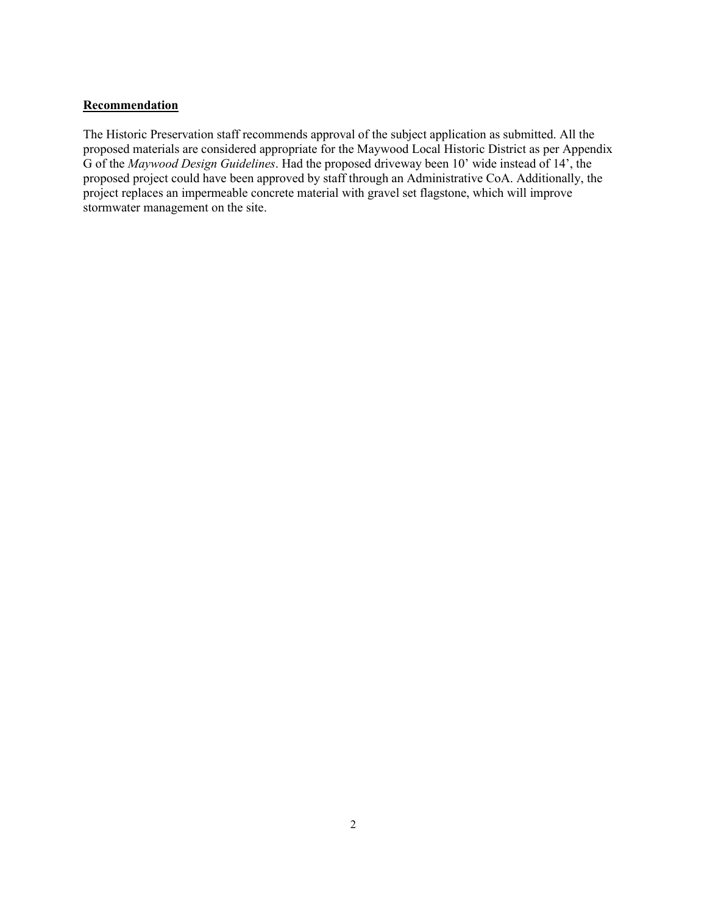**Recommendation**

The Historic Preservation staff recommends approval of the subject application as submitted. All the proposed materials are considered appropriate for the Maywood Local Historic District as per Appendix G of the *Maywood Design Guidelines*. Had the proposed driveway been 10' wide instead of 14', the proposed project could have been approved by staff through an Administrative CoA. Additionally, the project replaces an impermeable concrete material with gravel set flagstone, which will improve stormwater management on the site.